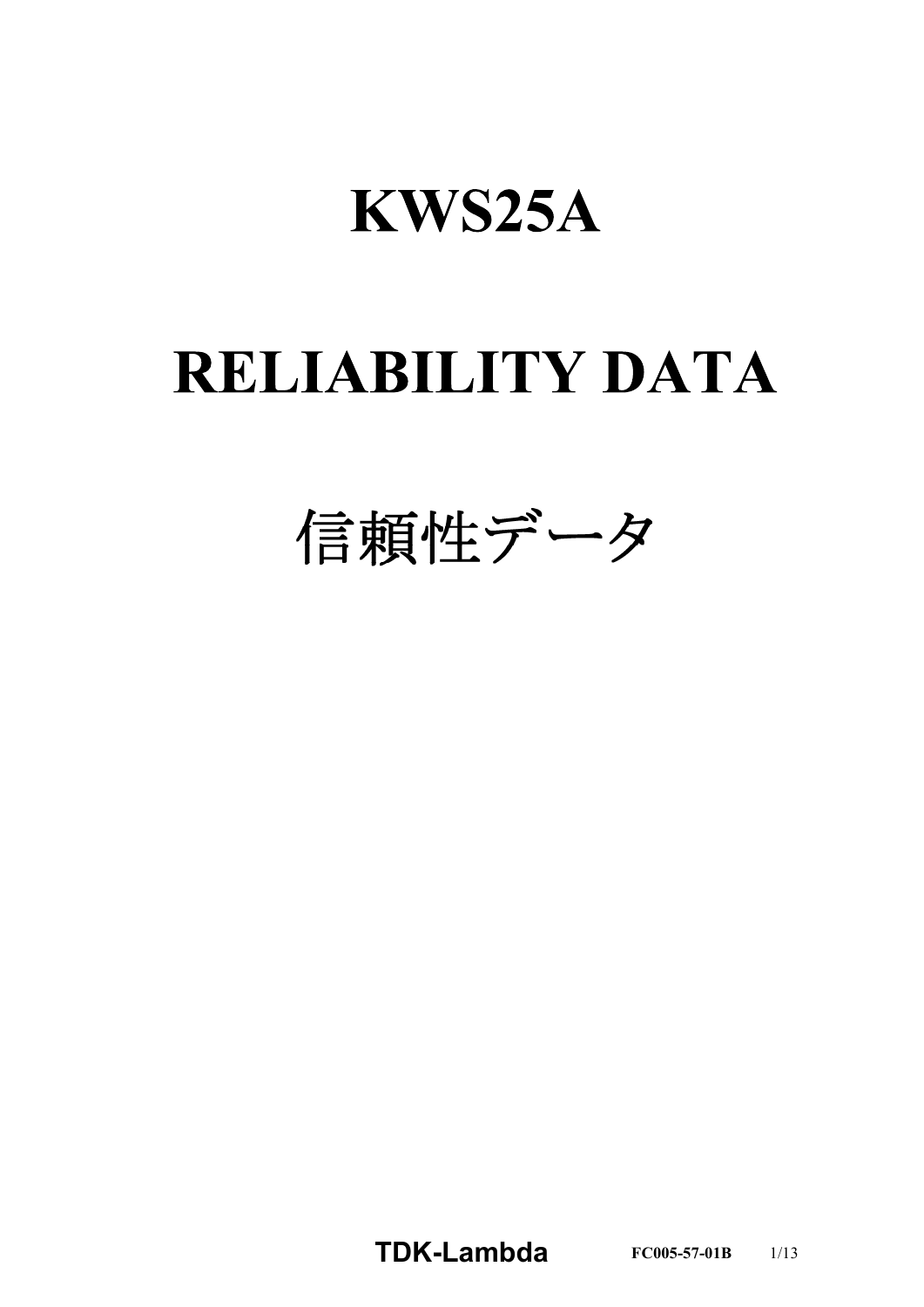# KWS25A

# RELIABILITY DATA

# 信頼性データ

**TDK-Lambda** FC005-57-01B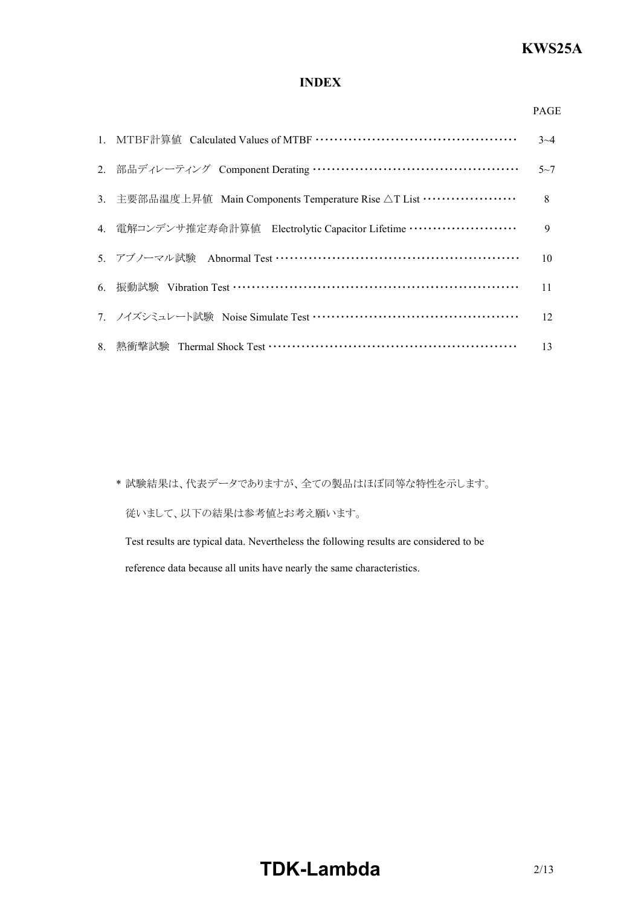# INDEX

| | | PAGE |
|---|---|---|
| 1. | MTBF計算値　Calculated Values of MTBF | 3~4 |
| 2. | 部品ディレーティング　Component Derating | 5~7 |
| 3. | 主要部品温度上昇値　Main Components Temperature Rise △T List | 8 |
| 4. | 電解コンデンサ推定寿命計算値　Electrolytic Capacitor Lifetime | 9 |
| 5. | アブノーマル試験　Abnormal Test | 10 |
| 6. | 振動試験　Vibration Test | 11 |
| 7. | ノイズシミュレート試験　Noise Simulate Test | 12 |
| 8. | 熱衝撃試験　Thermal Shock Test | 13 |

* 試験結果は、代表データでありますが、全ての製品はほぼ同等な特性を示します。

従いまして、以下の結果は参考値とお考え願います。

Test results are typical data. Nevertheless the following results are considered to be reference data because all units have nearly the same characteristics.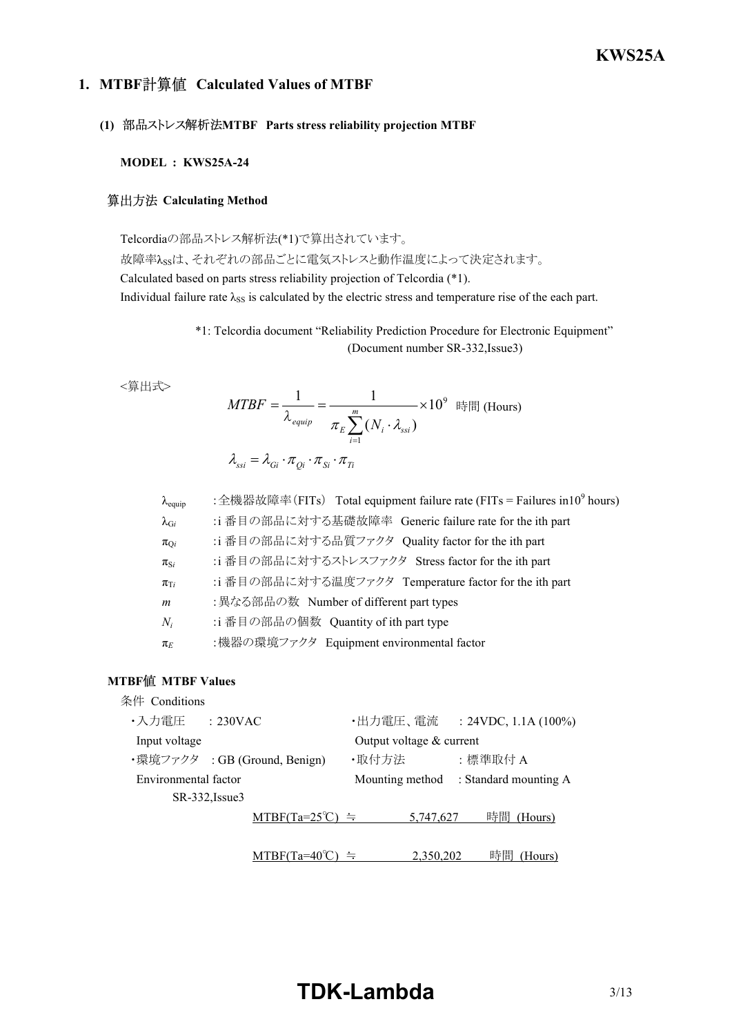## 1. MTBF計算値 Calculated Values of MTBF

### (1) 部品ストレス解析法MTBF Parts stress reliability projection MTBF

**MODEL : KWS25A-24**

#### 算出方法 Calculating Method

Telcordiaの部品ストレス解析法(*1)で算出されています。

故障率$\lambda_{SS}$は、それぞれの部品ごとに電気ストレスと動作温度によって決定されます。

Calculated based on parts stress reliability projection of Telcordia (*1).

Individual failure rate $\lambda_{SS}$ is calculated by the electric stress and temperature rise of the each part.

*1: Telcordia document "Reliability Prediction Procedure for Electronic Equipment" (Document number SR-332,Issue3)

<算出式>

$$MTBF = \frac{1}{\lambda_{equip}} = \frac{1}{\pi_E \sum_{i=1}^{m} (N_i \cdot \lambda_{ssi})} \times 10^9 \text{ 時間 (Hours)}$$

$$\lambda_{ssi} = \lambda_{Gi} \cdot \pi_{Qi} \cdot \pi_{Si} \cdot \pi_{Ti}$$

| | |
|---|---|
| $\lambda_{equip}$ | :全機器故障率(FITs) Total equipment failure rate (FITs = Failures in$10^9$ hours) |
| $\lambda_{Gi}$ | :i 番目の部品に対する基礎故障率 Generic failure rate for the ith part |
| $\pi_{Qi}$ | :i 番目の部品に対する品質ファクタ Quality factor for the ith part |
| $\pi_{Si}$ | :i 番目の部品に対するストレスファクタ Stress factor for the ith part |
| $\pi_{Ti}$ | :i 番目の部品に対する温度ファクタ Temperature factor for the ith part |
| $m$ | :異なる部品の数 Number of different part types |
| $N_i$ | :i 番目の部品の個数 Quantity of ith part type |
| $\pi_E$ | :機器の環境ファクタ Equipment environmental factor |

#### MTBF値 MTBF Values

条件 Conditions

- ・入力電圧 Input voltage : 230VAC
- ・出力電圧、電流 Output voltage & current : 24VDC, 1.1A (100%)
- ・環境ファクタ Environmental factor : GB (Ground, Benign) SR-332,Issue3
- ・取付方法 Mounting method : 標準取付 A : Standard mounting A

MTBF(Ta=25℃) ≒ 5,747,627 時間 (Hours)

MTBF(Ta=40℃) ≒ 2,350,202 時間 (Hours)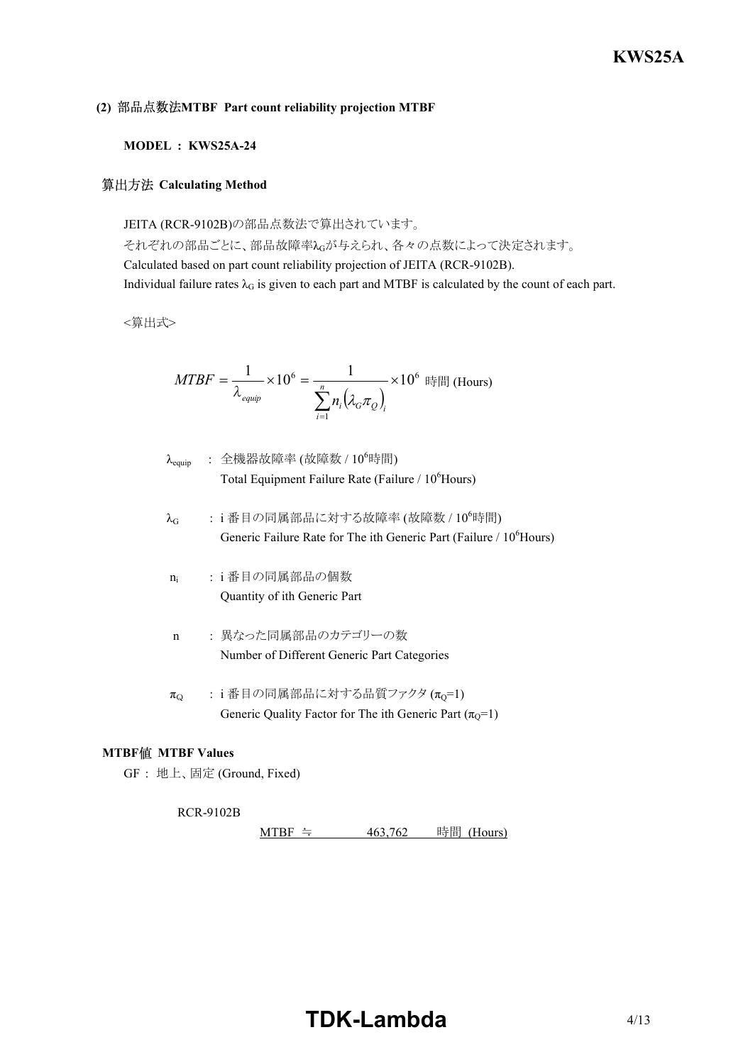### (2) 部品点数法MTBF Part count reliability projection MTBF

**MODEL : KWS25A-24**

#### 算出方法 Calculating Method

JEITA (RCR-9102B)の部品点数法で算出されています。
それぞれの部品ごとに、部品故障率$\lambda_G$が与えられ、各々の点数によって決定されます。
Calculated based on part count reliability projection of JEITA (RCR-9102B).
Individual failure rates $\lambda_G$ is given to each part and MTBF is calculated by the count of each part.

<算出式>

$$MTBF = \frac{1}{\lambda_{equip}} \times 10^6 = \frac{1}{\sum_{i=1}^{n} n_i \left(\lambda_G \pi_Q\right)_i} \times 10^6 \text{ 時間 (Hours)}$$

- $\lambda_{equip}$ : 全機器故障率 (故障数 / $10^6$時間)
  Total Equipment Failure Rate (Failure / $10^6$Hours)

- $\lambda_G$ : i 番目の同属部品に対する故障率 (故障数 / $10^6$時間)
  Generic Failure Rate for The ith Generic Part (Failure / $10^6$Hours)

- $n_i$ : i 番目の同属部品の個数
  Quantity of ith Generic Part

- $n$ : 異なった同属部品のカテゴリーの数
  Number of Different Generic Part Categories

- $\pi_Q$ : i 番目の同属部品に対する品質ファクタ ($\pi_Q$=1)
  Generic Quality Factor for The ith Generic Part ($\pi_Q$=1)

#### MTBF値 MTBF Values

GF : 地上、固定 (Ground, Fixed)

RCR-9102B

MTBF ≒ 463,762 時間 (Hours)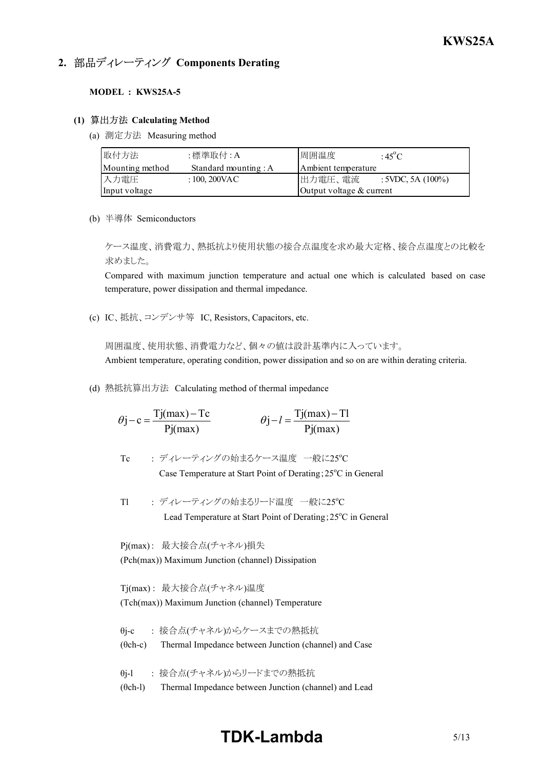## 2. 部品ディレーティング Components Derating

**MODEL : KWS25A-5**

### (1) 算出方法 Calculating Method

(a) 測定方法 Measuring method

| 取付方法 Mounting method | : 標準取付 : A Standard mounting : A | 周囲温度 Ambient temperature | : 45°C |
|---|---|---|---|
| 入力電圧 Input voltage | : 100, 200VAC | 出力電圧、電流 Output voltage & current | : 5VDC, 5A (100%) |

(b) 半導体 Semiconductors

ケース温度、消費電力、熱抵抗より使用状態の接合点温度を求め最大定格、接合点温度との比較を求めました。

Compared with maximum junction temperature and actual one which is calculated based on case temperature, power dissipation and thermal impedance.

(c) IC、抵抗、コンデンサ等 IC, Resistors, Capacitors, etc.

周囲温度、使用状態、消費電力など、個々の値は設計基準内に入っています。

Ambient temperature, operating condition, power dissipation and so on are within derating criteria.

(d) 熱抵抗算出方法 Calculating method of thermal impedance

$$\theta j - c = \frac{Tj(max) - Tc}{Pj(max)} \qquad \theta j - l = \frac{Tj(max) - Tl}{Pj(max)}$$

Tc : ディレーティングの始まるケース温度 一般に25°C
Case Temperature at Start Point of Derating; 25°C in General

Tl : ディレーティングの始まるリード温度 一般に25°C
Lead Temperature at Start Point of Derating; 25°C in General

Pj(max) : 最大接合点(チャネル)損失
(Pch(max)) Maximum Junction (channel) Dissipation

Tj(max) : 最大接合点(チャネル)温度
(Tch(max)) Maximum Junction (channel) Temperature

θj-c : 接合点(チャネル)からケースまでの熱抵抗
(θch-c) Thermal Impedance between Junction (channel) and Case

θj-l : 接合点(チャネル)からリードまでの熱抵抗
(θch-l) Thermal Impedance between Junction (channel) and Lead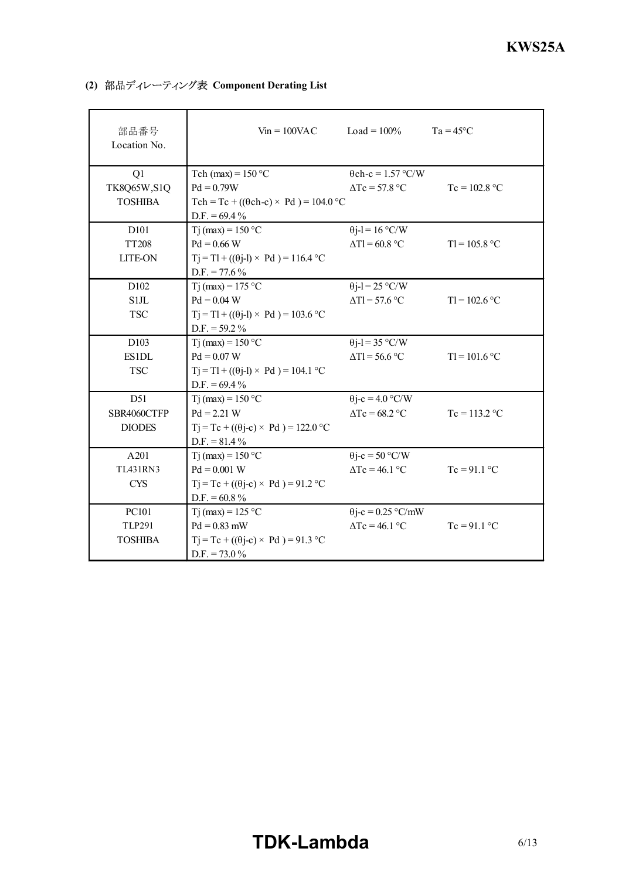### (2) 部品ディレーティング表 Component Derating List

| 部品番号<br>Location No. | Vin = 100VAC | Load = 100% | Ta = 45°C |
|---|---|---|---|
| Q1<br>TK8Q65W,S1Q<br>TOSHIBA | Tch (max) = 150 °C<br>Pd = 0.79W<br>Tch = Tc + ((θch-c) × Pd ) = 104.0 °C<br>D.F. = 69.4 % | θch-c = 1.57 °C/W<br>ΔTc = 57.8 °C | <br>Tc = 102.8 °C |
| D101<br>TT208<br>LITE-ON | Tj (max) = 150 °C<br>Pd = 0.66 W<br>Tj = Tl + ((θj-l) × Pd ) = 116.4 °C<br>D.F. = 77.6 % | θj-l = 16 °C/W<br>ΔTl = 60.8 °C | <br>Tl = 105.8 °C |
| D102<br>S1JL<br>TSC | Tj (max) = 175 °C<br>Pd = 0.04 W<br>Tj = Tl + ((θj-l) × Pd ) = 103.6 °C<br>D.F. = 59.2 % | θj-l = 25 °C/W<br>ΔTl = 57.6 °C | <br>Tl = 102.6 °C |
| D103<br>ES1DL<br>TSC | Tj (max) = 150 °C<br>Pd = 0.07 W<br>Tj = Tl + ((θj-l) × Pd ) = 104.1 °C<br>D.F. = 69.4 % | θj-l = 35 °C/W<br>ΔTl = 56.6 °C | <br>Tl = 101.6 °C |
| D51<br>SBR4060CTFP<br>DIODES | Tj (max) = 150 °C<br>Pd = 2.21 W<br>Tj = Tc + ((θj-c) × Pd ) = 122.0 °C<br>D.F. = 81.4 % | θj-c = 4.0 °C/W<br>ΔTc = 68.2 °C | <br>Tc = 113.2 °C |
| A201<br>TL431RN3<br>CYS | Tj (max) = 150 °C<br>Pd = 0.001 W<br>Tj = Tc + ((θj-c) × Pd ) = 91.2 °C<br>D.F. = 60.8 % | θj-c = 50 °C/W<br>ΔTc = 46.1 °C | <br>Tc = 91.1 °C |
| PC101<br>TLP291<br>TOSHIBA | Tj (max) = 125 °C<br>Pd = 0.83 mW<br>Tj = Tc + ((θj-c) × Pd ) = 91.3 °C<br>D.F. = 73.0 % | θj-c = 0.25 °C/mW<br>ΔTc = 46.1 °C | <br>Tc = 91.1 °C |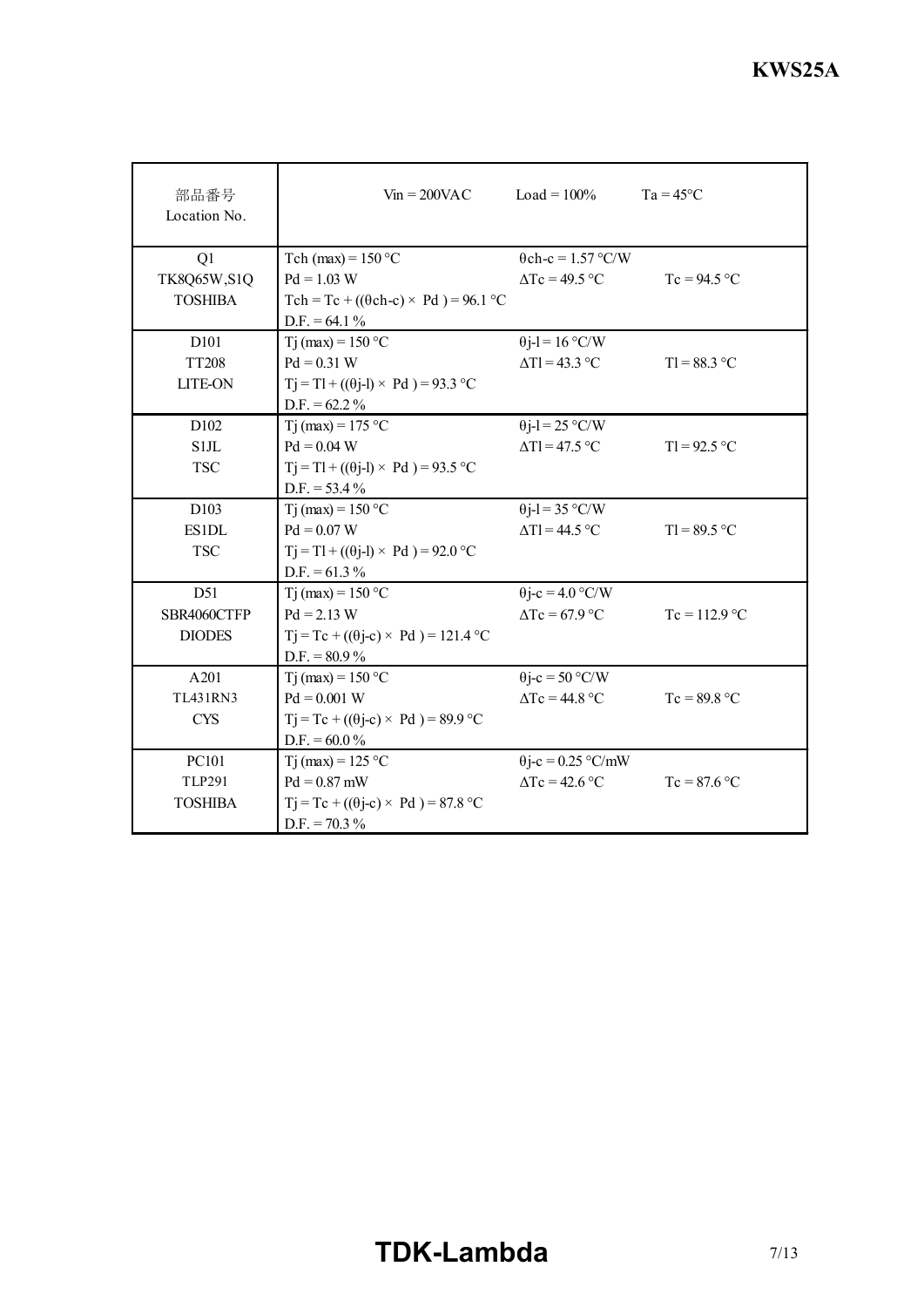| 部品番号<br>Location No. | Vin = 200VAC | Load = 100% | Ta = 45°C |
|---|---|---|---|
| Q1<br>TK8Q65W,S1Q<br>TOSHIBA | Tch (max) = 150 °C<br>Pd = 1.03 W<br>Tch = Tc + ((θch-c) × Pd ) = 96.1 °C<br>D.F. = 64.1 % | θch-c = 1.57 °C/W<br>ΔTc = 49.5 °C | <br>Tc = 94.5 °C |
| D101<br>TT208<br>LITE-ON | Tj (max) = 150 °C<br>Pd = 0.31 W<br>Tj = Tl + ((θj-l) × Pd ) = 93.3 °C<br>D.F. = 62.2 % | θj-l = 16 °C/W<br>ΔTl = 43.3 °C | <br>Tl = 88.3 °C |
| D102<br>S1JL<br>TSC | Tj (max) = 175 °C<br>Pd = 0.04 W<br>Tj = Tl + ((θj-l) × Pd ) = 93.5 °C<br>D.F. = 53.4 % | θj-l = 25 °C/W<br>ΔTl = 47.5 °C | <br>Tl = 92.5 °C |
| D103<br>ES1DL<br>TSC | Tj (max) = 150 °C<br>Pd = 0.07 W<br>Tj = Tl + ((θj-l) × Pd ) = 92.0 °C<br>D.F. = 61.3 % | θj-l = 35 °C/W<br>ΔTl = 44.5 °C | <br>Tl = 89.5 °C |
| D51<br>SBR4060CTFP<br>DIODES | Tj (max) = 150 °C<br>Pd = 2.13 W<br>Tj = Tc + ((θj-c) × Pd ) = 121.4 °C<br>D.F. = 80.9 % | θj-c = 4.0 °C/W<br>ΔTc = 67.9 °C | <br>Tc = 112.9 °C |
| A201<br>TL431RN3<br>CYS | Tj (max) = 150 °C<br>Pd = 0.001 W<br>Tj = Tc + ((θj-c) × Pd ) = 89.9 °C<br>D.F. = 60.0 % | θj-c = 50 °C/W<br>ΔTc = 44.8 °C | <br>Tc = 89.8 °C |
| PC101<br>TLP291<br>TOSHIBA | Tj (max) = 125 °C<br>Pd = 0.87 mW<br>Tj = Tc + ((θj-c) × Pd ) = 87.8 °C<br>D.F. = 70.3 % | θj-c = 0.25 °C/mW<br>ΔTc = 42.6 °C | <br>Tc = 87.6 °C |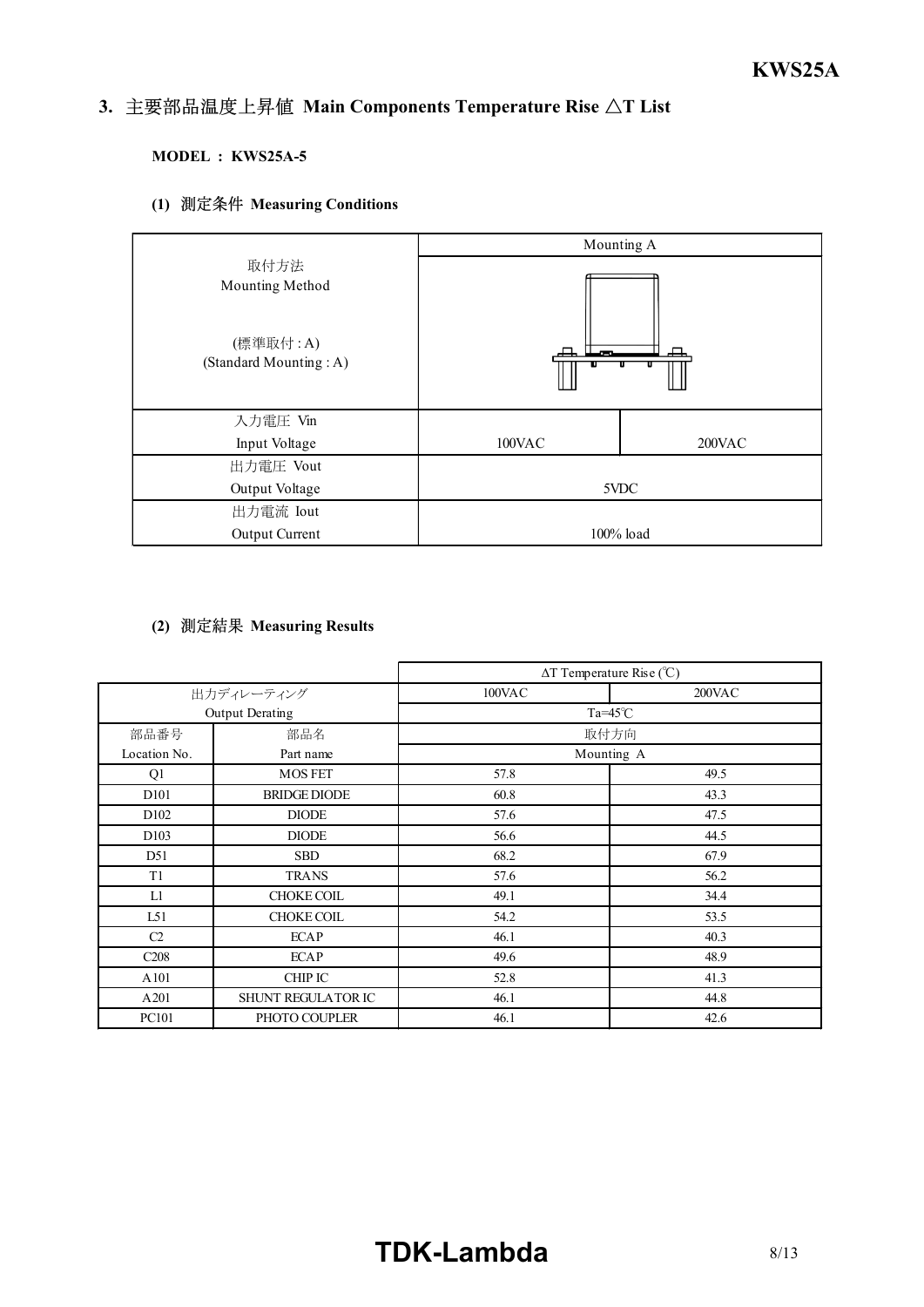## 3. 主要部品温度上昇値 Main Components Temperature Rise △T List

**MODEL : KWS25A-5**

### (1) 測定条件 Measuring Conditions

| | Mounting A | |
|---|---|---|
| 取付方法<br>Mounting Method<br><br>(標準取付 : A)<br>(Standard Mounting : A) | | |
| 入力電圧 Vin<br>Input Voltage | 100VAC | 200VAC |
| 出力電圧 Vout<br>Output Voltage | 5VDC | |
| 出力電流 Iout<br>Output Current | 100% load | |

### (2) 測定結果 Measuring Results

| | | ΔT Temperature Rise (℃) | |
|---|---|---|---|
| 出力ディレーティング<br>Output Derating | | 100VAC | 200VAC |
| | | Ta=45℃ | |
| 部品番号<br>Location No. | 部品名<br>Part name | 取付方向<br>Mounting A | |
| Q1 | MOS FET | 57.8 | 49.5 |
| D101 | BRIDGE DIODE | 60.8 | 43.3 |
| D102 | DIODE | 57.6 | 47.5 |
| D103 | DIODE | 56.6 | 44.5 |
| D51 | SBD | 68.2 | 67.9 |
| T1 | TRANS | 57.6 | 56.2 |
| L1 | CHOKE COIL | 49.1 | 34.4 |
| L51 | CHOKE COIL | 54.2 | 53.5 |
| C2 | ECAP | 46.1 | 40.3 |
| C208 | ECAP | 49.6 | 48.9 |
| A101 | CHIP IC | 52.8 | 41.3 |
| A201 | SHUNT REGULATOR IC | 46.1 | 44.8 |
| PC101 | PHOTO COUPLER | 46.1 | 42.6 |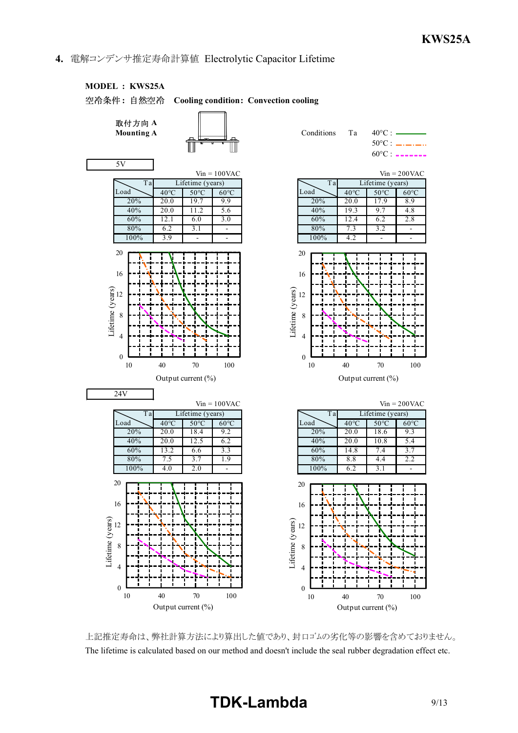## 4. 電解コンデンサ推定寿命計算値 Electrolytic Capacitor Lifetime

**MODEL : KWS25A**

空冷条件 : 自然空冷 **Cooling condition: Convection cooling**

**取付方向 A**
**Mounting A**

Conditions Ta 40°C : ——— 50°C : —·—·— 60°C : - - - - -

### 5V

Vin = 100VAC

| Load \ Ta | Lifetime (years) | | |
|---|---|---|---|
| | 40°C | 50°C | 60°C |
| 20% | 20.0 | 19.7 | 9.9 |
| 40% | 20.0 | 11.2 | 5.6 |
| 60% | 12.1 | 6.0 | 3.0 |
| 80% | 6.2 | 3.1 | - |
| 100% | 3.9 | - | - |

Vin = 200VAC

| Load \ Ta | Lifetime (years) | | |
|---|---|---|---|
| | 40°C | 50°C | 60°C |
| 20% | 20.0 | 17.9 | 8.9 |
| 40% | 19.3 | 9.7 | 4.8 |
| 60% | 12.4 | 6.2 | 2.8 |
| 80% | 7.3 | 3.2 | - |
| 100% | 4.2 | - | - |

Lifetime (years) vs Output current (%)

### 24V

Vin = 100VAC

| Load \ Ta | Lifetime (years) | | |
|---|---|---|---|
| | 40°C | 50°C | 60°C |
| 20% | 20.0 | 18.4 | 9.2 |
| 40% | 20.0 | 12.5 | 6.2 |
| 60% | 13.2 | 6.6 | 3.3 |
| 80% | 7.5 | 3.7 | 1.9 |
| 100% | 4.0 | 2.0 | - |

Vin = 200VAC

| Load \ Ta | Lifetime (years) | | |
|---|---|---|---|
| | 40°C | 50°C | 60°C |
| 20% | 20.0 | 18.6 | 9.3 |
| 40% | 20.0 | 10.8 | 5.4 |
| 60% | 14.8 | 7.4 | 3.7 |
| 80% | 8.8 | 4.4 | 2.2 |
| 100% | 6.2 | 3.1 | - |

Lifetime (years) vs Output current (%)

上記推定寿命は、弊社計算方法により算出した値であり、封口ｺﾞﾑの劣化等の影響を含めておりません。
The lifetime is calculated based on our method and doesn't include the seal rubber degradation effect etc.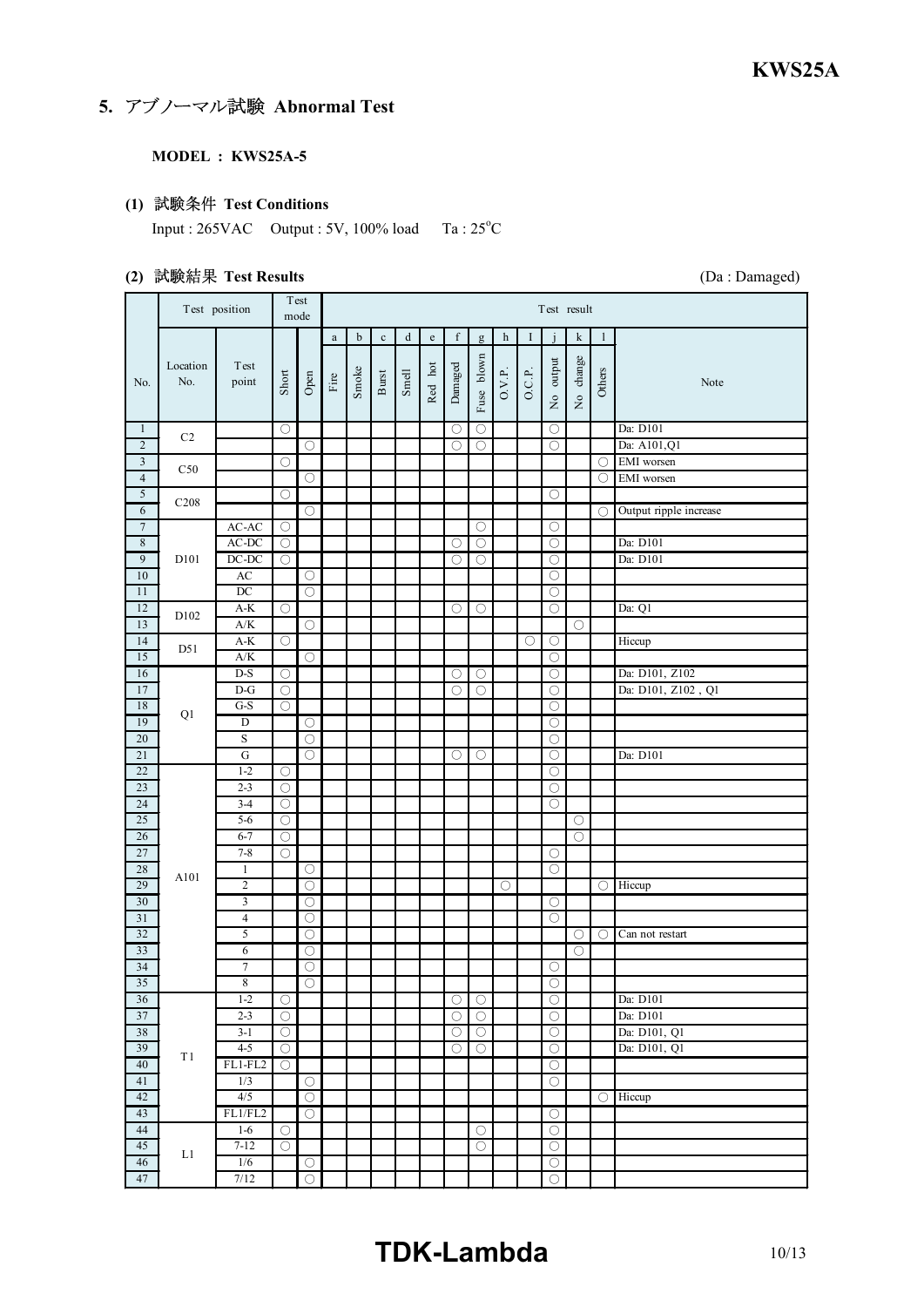## 5. アブノーマル試験 Abnormal Test

**MODEL : KWS25A-5**

### (1) 試験条件 Test Conditions

Input : 265VAC　Output : 5V, 100% load　Ta : 25°C

### (2) 試験結果 Test Results

(Da : Damaged)

| No. | Location No. | Test point | Short | Open | a Fire | b Smoke | c Burst | d Smell | e Red hot | f Damaged | g Fuse blown | h O.V.P. | I O.C.P. | j No output | k No change | l Others | Note |
|---|---|---|---|---|---|---|---|---|---|---|---|---|---|---|---|---|---|
| 1 | C2 | | ○ | | | | | | | ○ | ○ | | | ○ | | | Da: D101 |
| 2 | | | | ○ | | | | | | ○ | ○ | | | ○ | | | Da: A101,Q1 |
| 3 | C50 | | ○ | | | | | | | | | | | | | ○ | EMI worsen |
| 4 | | | | ○ | | | | | | | | | | | | ○ | EMI worsen |
| 5 | C208 | | ○ | | | | | | | | | | | ○ | | | |
| 6 | | | | ○ | | | | | | | | | | | | ○ | Output ripple increase |
| 7 | D101 | AC-AC | ○ | | | | | | | | ○ | | | ○ | | | |
| 8 | | AC-DC | ○ | | | | | | | ○ | ○ | | | ○ | | | Da: D101 |
| 9 | | DC-DC | ○ | | | | | | | ○ | ○ | | | ○ | | | Da: D101 |
| 10 | | AC | | ○ | | | | | | | | | | ○ | | | |
| 11 | | DC | | ○ | | | | | | | | | | ○ | | | |
| 12 | D102 | A-K | ○ | | | | | | | ○ | ○ | | | ○ | | | Da: Q1 |
| 13 | | A/K | | ○ | | | | | | | | | | | ○ | | |
| 14 | D51 | A-K | ○ | | | | | | | | | | ○ | ○ | | | Hiccup |
| 15 | | A/K | | ○ | | | | | | | | | | ○ | | | |
| 16 | Q1 | D-S | ○ | | | | | | | ○ | ○ | | | ○ | | | Da: D101, Z102 |
| 17 | | D-G | ○ | | | | | | | ○ | ○ | | | ○ | | | Da: D101, Z102 , Q1 |
| 18 | | G-S | ○ | | | | | | | | | | | ○ | | | |
| 19 | | D | | ○ | | | | | | | | | | ○ | | | |
| 20 | | S | | ○ | | | | | | | | | | ○ | | | |
| 21 | | G | | ○ | | | | | | ○ | ○ | | | ○ | | | Da: D101 |
| 22 | A101 | 1-2 | ○ | | | | | | | | | | | ○ | | | |
| 23 | | 2-3 | ○ | | | | | | | | | | | ○ | | | |
| 24 | | 3-4 | ○ | | | | | | | | | | | ○ | | | |
| 25 | | 5-6 | ○ | | | | | | | | | | | | ○ | | |
| 26 | | 6-7 | ○ | | | | | | | | | | | | ○ | | |
| 27 | | 7-8 | ○ | | | | | | | | | | | ○ | | | |
| 28 | | 1 | | ○ | | | | | | | | | | ○ | | | |
| 29 | | 2 | | ○ | | | | | | | | ○ | | | | ○ | Hiccup |
| 30 | | 3 | | ○ | | | | | | | | | | ○ | | | |
| 31 | | 4 | | ○ | | | | | | | | | | ○ | | | |
| 32 | | 5 | | ○ | | | | | | | | | | | ○ | ○ | Can not restart |
| 33 | | 6 | | ○ | | | | | | | | | | | ○ | | |
| 34 | | 7 | | ○ | | | | | | | | | | ○ | | | |
| 35 | | 8 | | ○ | | | | | | | | | | ○ | | | |
| 36 | T1 | 1-2 | ○ | | | | | | | ○ | ○ | | | ○ | | | Da: D101 |
| 37 | | 2-3 | ○ | | | | | | | ○ | ○ | | | ○ | | | Da: D101 |
| 38 | | 3-1 | ○ | | | | | | | ○ | ○ | | | ○ | | | Da: D101, Q1 |
| 39 | | 4-5 | ○ | | | | | | | ○ | ○ | | | ○ | | | Da: D101, Q1 |
| 40 | | FL1-FL2 | ○ | | | | | | | | | | | ○ | | | |
| 41 | | 1/3 | | ○ | | | | | | | | | | ○ | | | |
| 42 | | 4/5 | | ○ | | | | | | | | | | | | ○ | Hiccup |
| 43 | | FL1/FL2 | | ○ | | | | | | | | | | ○ | | | |
| 44 | L1 | 1-6 | ○ | | | | | | | | ○ | | | ○ | | | |
| 45 | | 7-12 | ○ | | | | | | | | ○ | | | ○ | | | |
| 46 | | 1/6 | | ○ | | | | | | | | | | ○ | | | |
| 47 | | 7/12 | | ○ | | | | | | | | | | ○ | | | |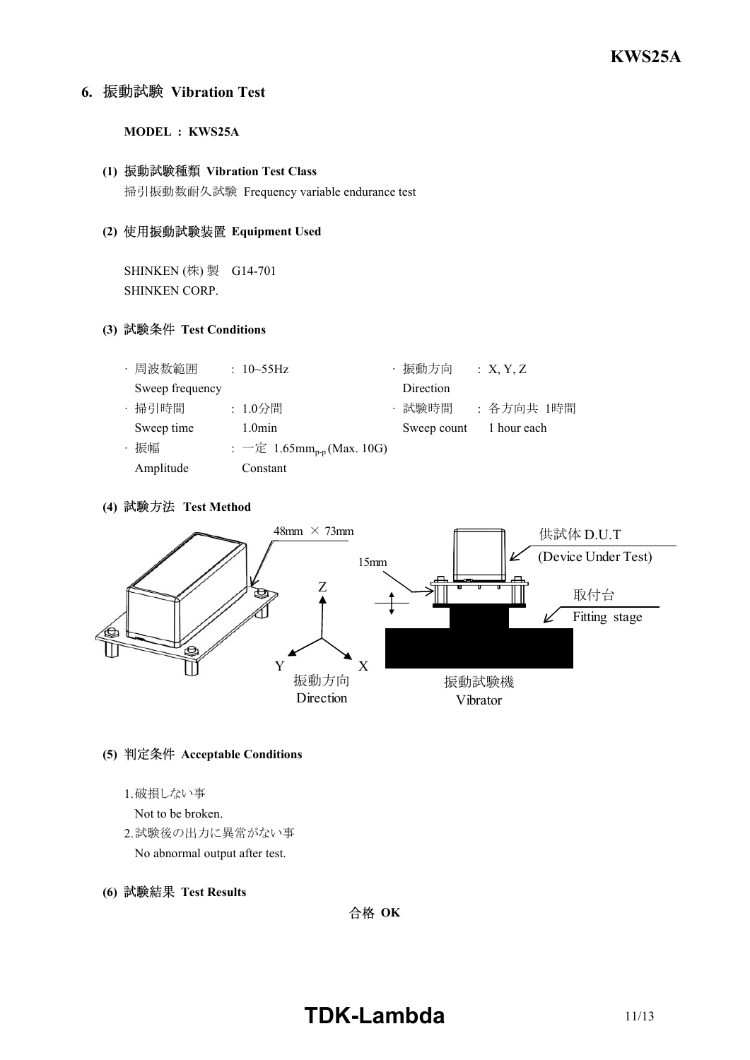## 6. 振動試験 Vibration Test

**MODEL : KWS25A**

**(1) 振動試験種類 Vibration Test Class**

掃引振動数耐久試験 Frequency variable endurance test

**(2) 使用振動試験装置 Equipment Used**

SHINKEN (株) 製 G14-701
SHINKEN CORP.

**(3) 試験条件 Test Conditions**

| | | | |
|---|---|---|---|
| · 周波数範囲 Sweep frequency | : 10~55Hz | · 振動方向 Direction | : X, Y, Z |
| · 掃引時間 Sweep time | : 1.0分間 1.0min | · 試験時間 Sweep count | : 各方向共 1時間 1 hour each |
| · 振幅 Amplitude | : 一定 $1.65mm_{p\text{-}p}$ (Max. 10G) Constant | | |

**(4) 試験方法 Test Method**

48mm × 73mm

15mm

Z, Y, X

振動方向 Direction

供試体 D.U.T (Device Under Test)

取付台 Fitting stage

振動試験機 Vibrator

**(5) 判定条件 Acceptable Conditions**

1. 破損しない事
   Not to be broken.
2. 試験後の出力に異常がない事
   No abnormal output after test.

**(6) 試験結果 Test Results**

合格 **OK**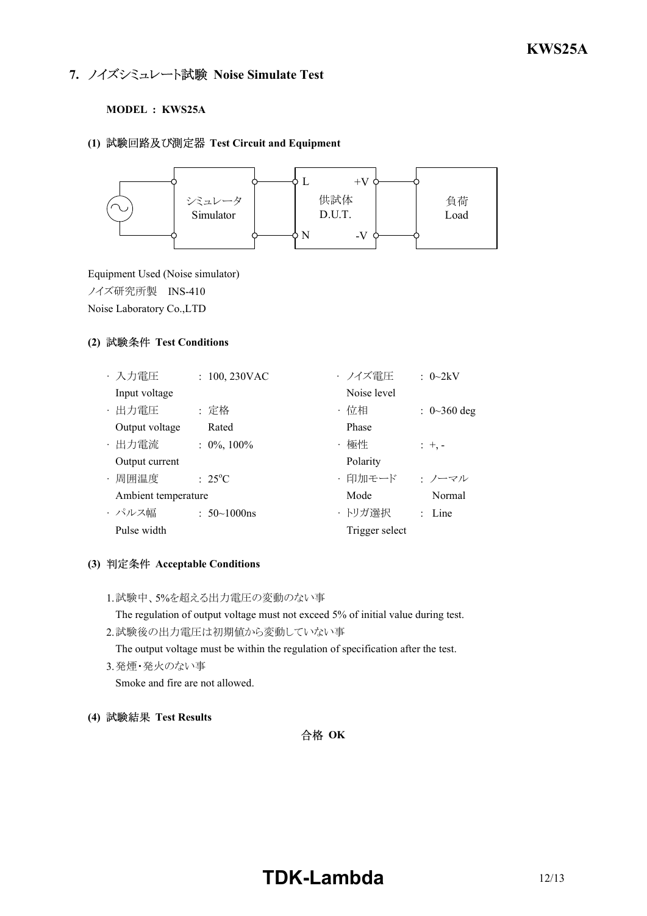## 7. ノイズシミュレート試験 Noise Simulate Test

**MODEL : KWS25A**

**(1) 試験回路及び測定器 Test Circuit and Equipment**

シミュレータ Simulator — L / N — 供試体 D.U.T. — +V / -V — 負荷 Load

Equipment Used (Noise simulator)
ノイズ研究所製　INS-410
Noise Laboratory Co.,LTD

**(2) 試験条件 Test Conditions**

- 入力電圧 Input voltage : 100, 230VAC
- 出力電圧 Output voltage : 定格 Rated
- 出力電流 Output current : 0%, 100%
- 周囲温度 Ambient temperature : 25°C
- パルス幅 Pulse width : 50~1000ns
- ノイズ電圧 Noise level : 0~2kV
- 位相 Phase : 0~360 deg
- 極性 Polarity : +, -
- 印加モード Mode : ノーマル Normal
- トリガ選択 Trigger select : Line

**(3) 判定条件 Acceptable Conditions**

1. 試験中、5%を超える出力電圧の変動のない事
   The regulation of output voltage must not exceed 5% of initial value during test.
2. 試験後の出力電圧は初期値から変動していない事
   The output voltage must be within the regulation of specification after the test.
3. 発煙・発火のない事
   Smoke and fire are not allowed.

**(4) 試験結果 Test Results**

合格 **OK**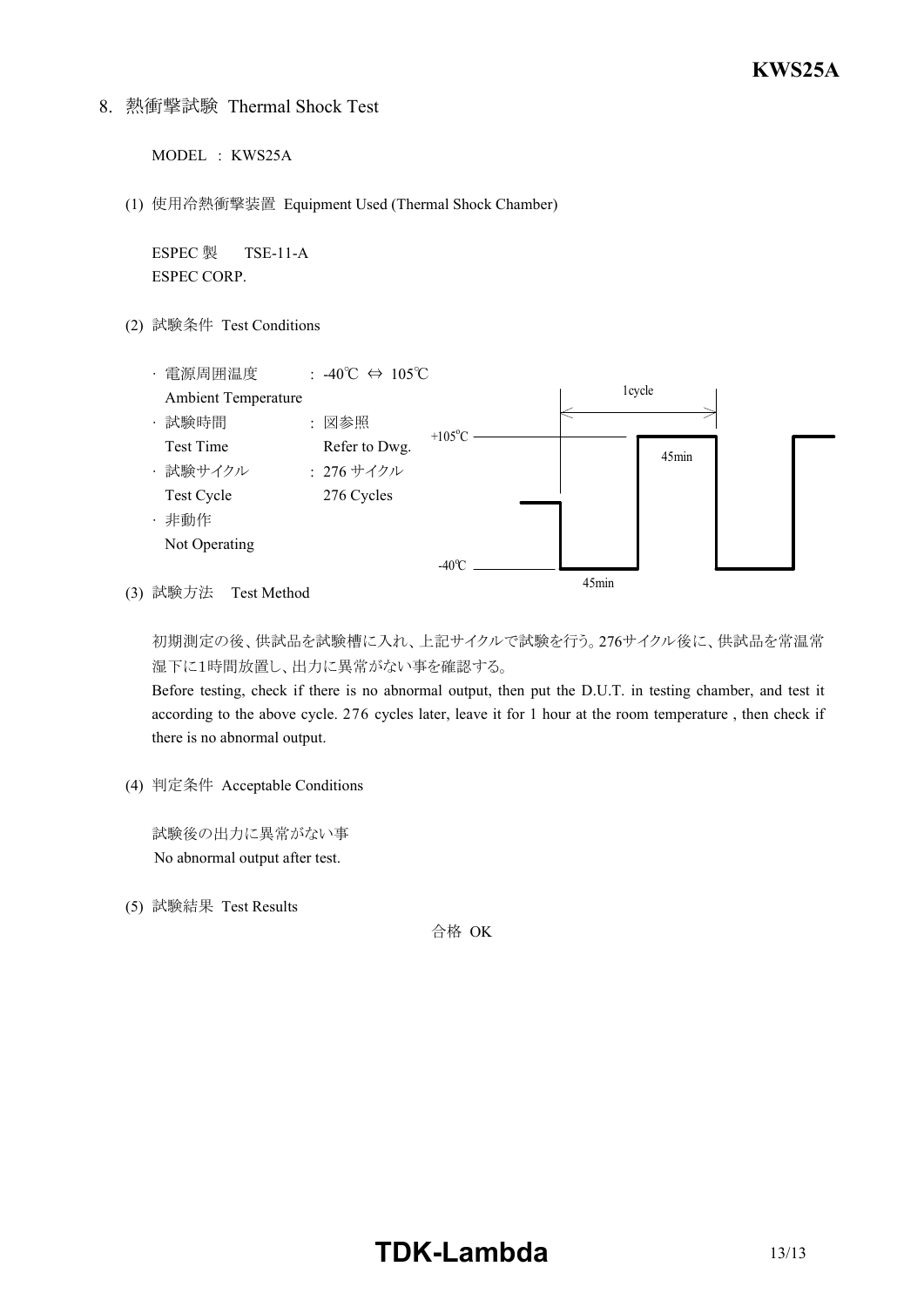## 8. 熱衝撃試験 Thermal Shock Test

MODEL : KWS25A

(1) 使用冷熱衝撃装置 Equipment Used (Thermal Shock Chamber)

ESPEC 製 TSE-11-A
ESPEC CORP.

(2) 試験条件 Test Conditions

- 電源周囲温度 : -40℃ ⇔ 105℃
  Ambient Temperature
- 試験時間 : 図参照
  Test Time Refer to Dwg.
- 試験サイクル : 276 サイクル
  Test Cycle 276 Cycles
- 非動作
  Not Operating

1cycle
+105°C
45min
-40℃
45min

(3) 試験方法 Test Method

初期測定の後、供試品を試験槽に入れ、上記サイクルで試験を行う。276サイクル後に、供試品を常温常湿下に1時間放置し、出力に異常がない事を確認する。
Before testing, check if there is no abnormal output, then put the D.U.T. in testing chamber, and test it according to the above cycle. 276 cycles later, leave it for 1 hour at the room temperature , then check if there is no abnormal output.

(4) 判定条件 Acceptable Conditions

試験後の出力に異常がない事
No abnormal output after test.

(5) 試験結果 Test Results

合格 OK